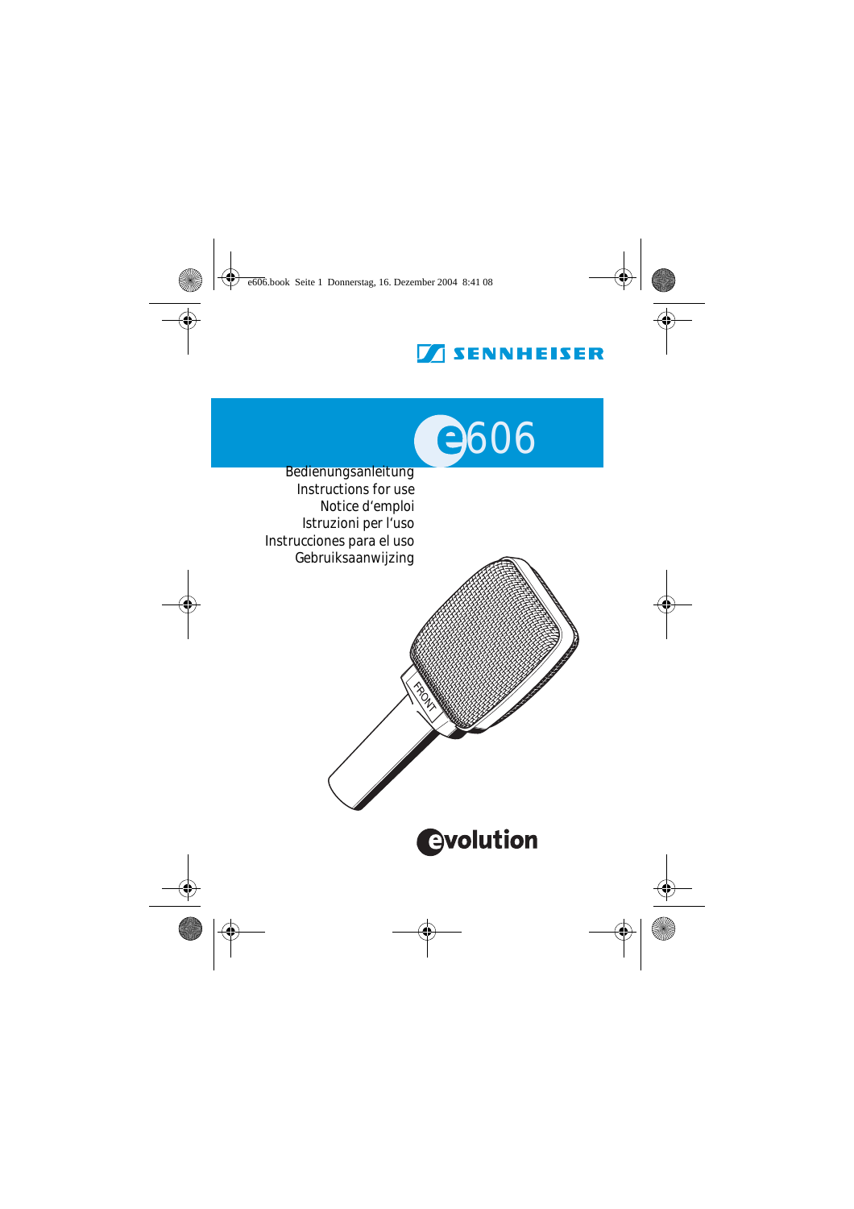SENNHEISER

# e606

Bedienungsanleitung
Instructions for use
Notice d'emploi
Istruzioni per l'uso
Instrucciones para el uso
Gebruiksaanwijzing

evolution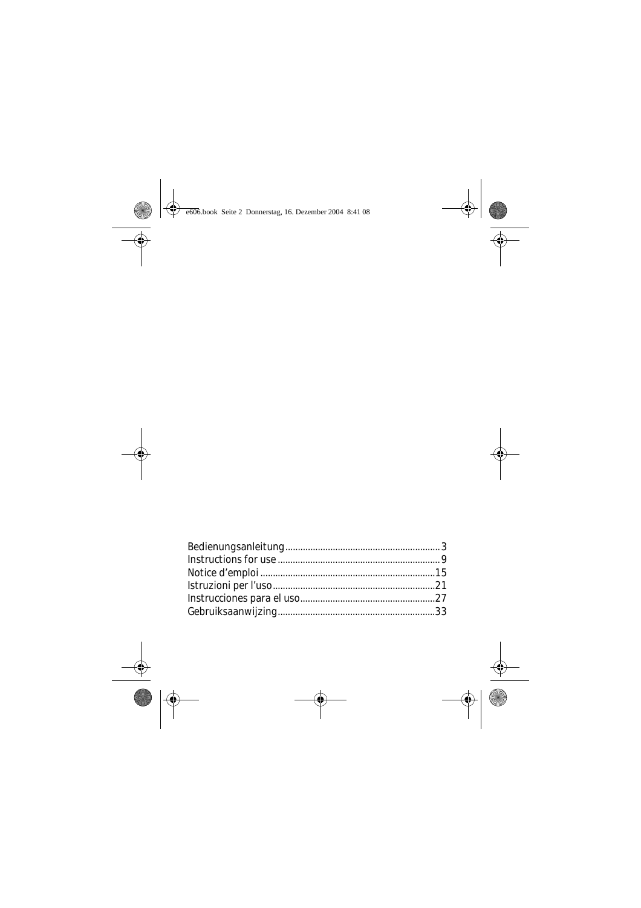Bedienungsanleitung..............................................................3
Instructions for use.................................................................9
Notice d'emploi ......................................................................15
Istruzioni per l'uso.................................................................21
Instrucciones para el uso......................................................27
Gebruiksaanwijzing...............................................................33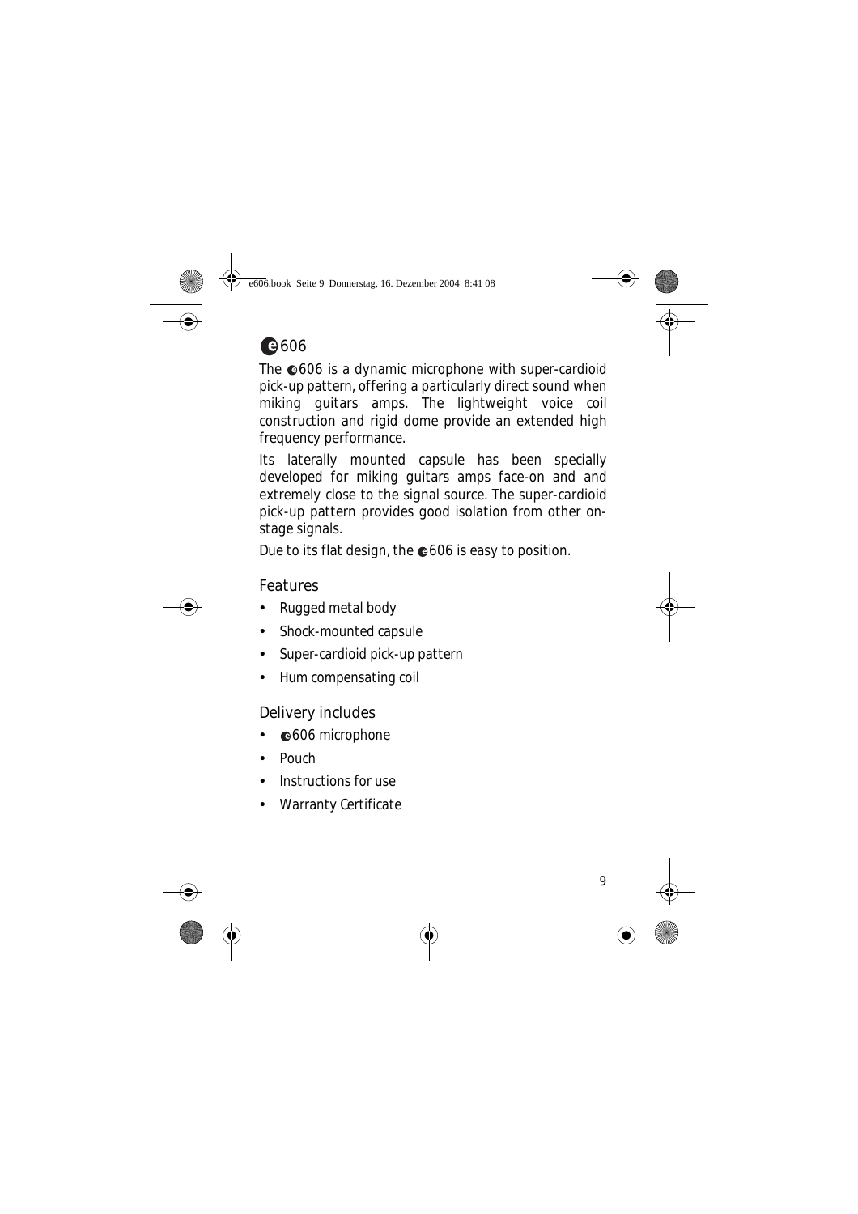# e606

The e606 is a dynamic microphone with super-cardioid pick-up pattern, offering a particularly direct sound when miking guitars amps. The lightweight voice coil construction and rigid dome provide an extended high frequency performance.

Its laterally mounted capsule has been specially developed for miking guitars amps face-on and and extremely close to the signal source. The super-cardioid pick-up pattern provides good isolation from other on-stage signals.

Due to its flat design, the e606 is easy to position.

## Features

- Rugged metal body
- Shock-mounted capsule
- Super-cardioid pick-up pattern
- Hum compensating coil

## Delivery includes

- e606 microphone
- Pouch
- Instructions for use
- Warranty Certificate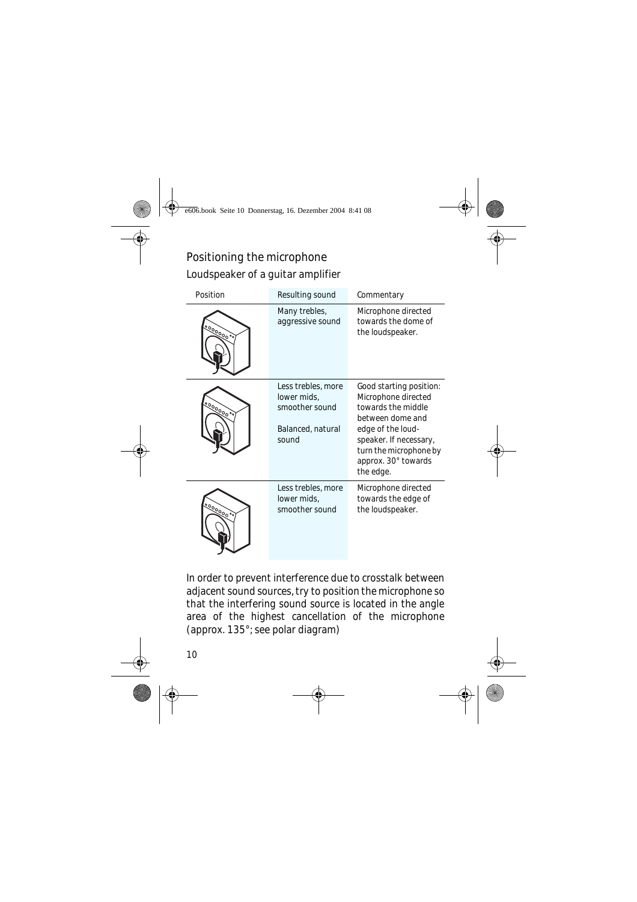## Positioning the microphone

### Loudspeaker of a guitar amplifier

| Position | Resulting sound | Commentary |
|---|---|---|
| | Many trebles, aggressive sound | Microphone directed towards the dome of the loudspeaker. |
| | Less trebles, more lower mids, smoother sound<br><br>Balanced, natural sound | Good starting position: Microphone directed towards the middle between dome and edge of the loud-speaker. If necessary, turn the microphone by approx. 30° towards the edge. |
| | Less trebles, more lower mids, smoother sound | Microphone directed towards the edge of the loudspeaker. |

In order to prevent interference due to crosstalk between adjacent sound sources, try to position the microphone so that the interfering sound source is located in the angle area of the highest cancellation of the microphone (approx. 135°; see polar diagram)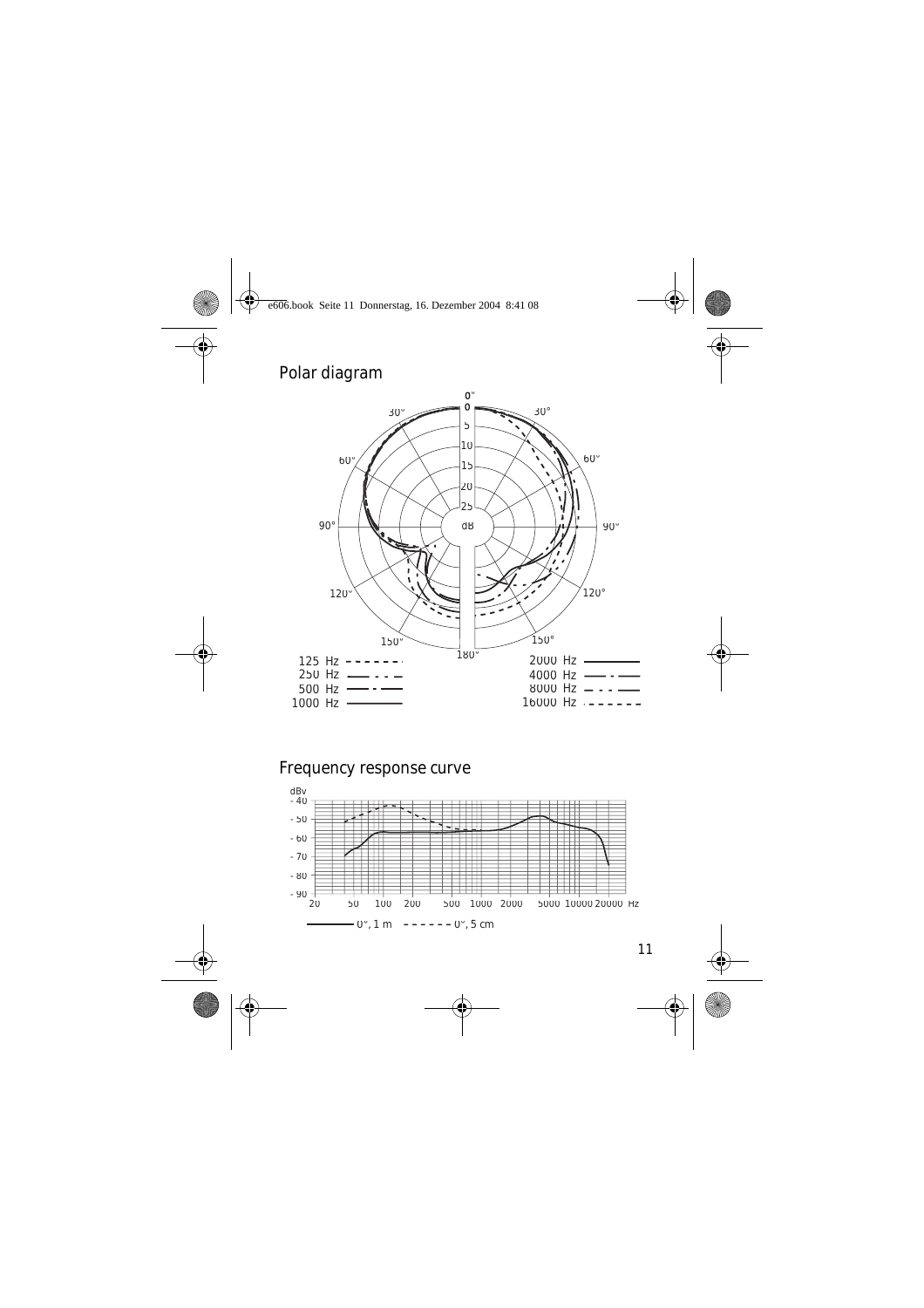## Polar diagram

125 Hz  
250 Hz  
500 Hz  
1000 Hz  
2000 Hz  
4000 Hz  
8000 Hz  
16000 Hz

## Frequency response curve

0°, 1 m  
0°, 5 cm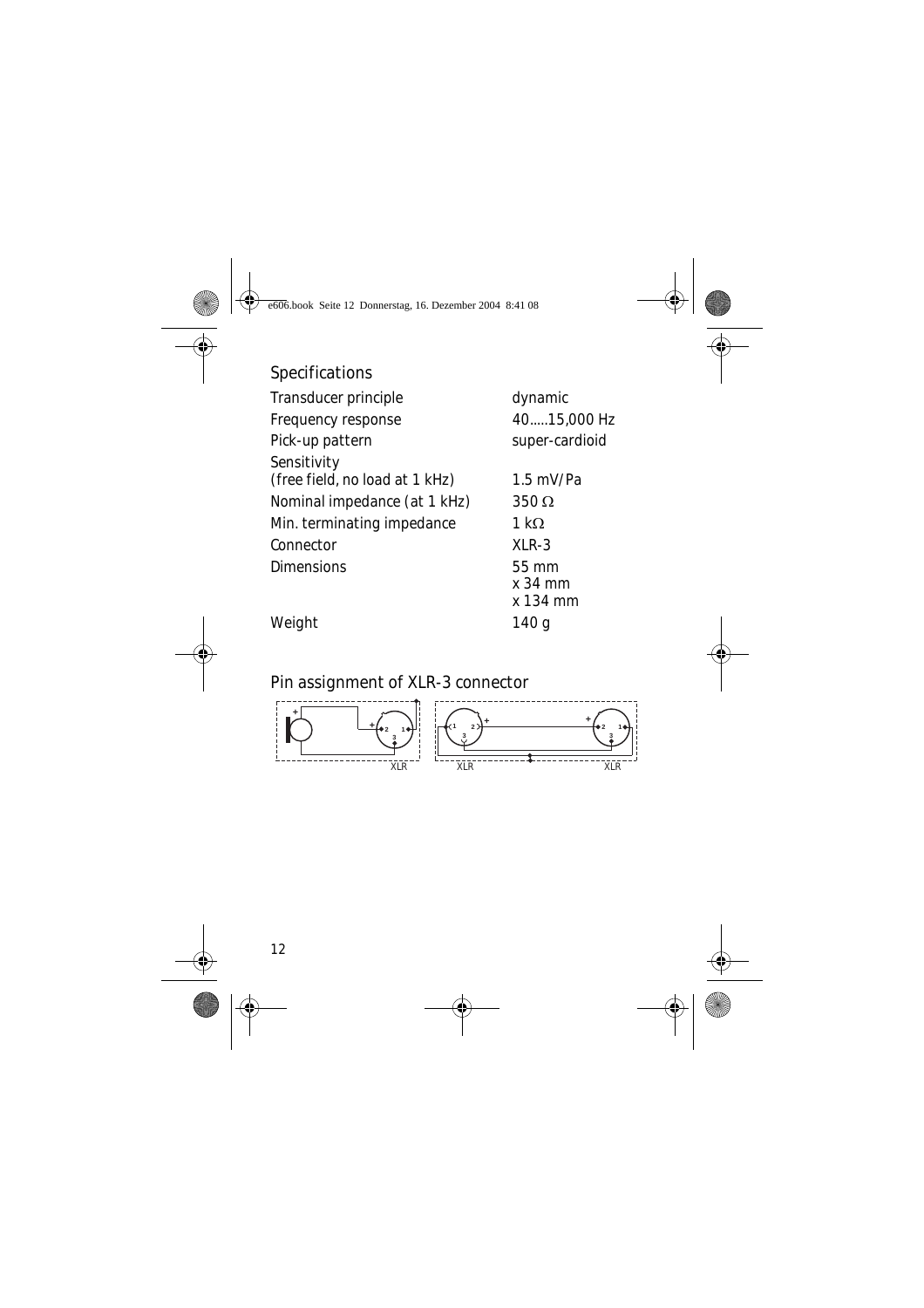## Specifications

| | |
|---|---|
| Transducer principle | dynamic |
| Frequency response | 40.....15,000 Hz |
| Pick-up pattern | super-cardioid |
| Sensitivity (free field, no load at 1 kHz) | 1.5 mV/Pa |
| Nominal impedance (at 1 kHz) | 350 Ω |
| Min. terminating impedance | 1 kΩ |
| Connector | XLR-3 |
| Dimensions | 55 mm x 34 mm x 134 mm |
| Weight | 140 g |

## Pin assignment of XLR-3 connector

XLR XLR XLR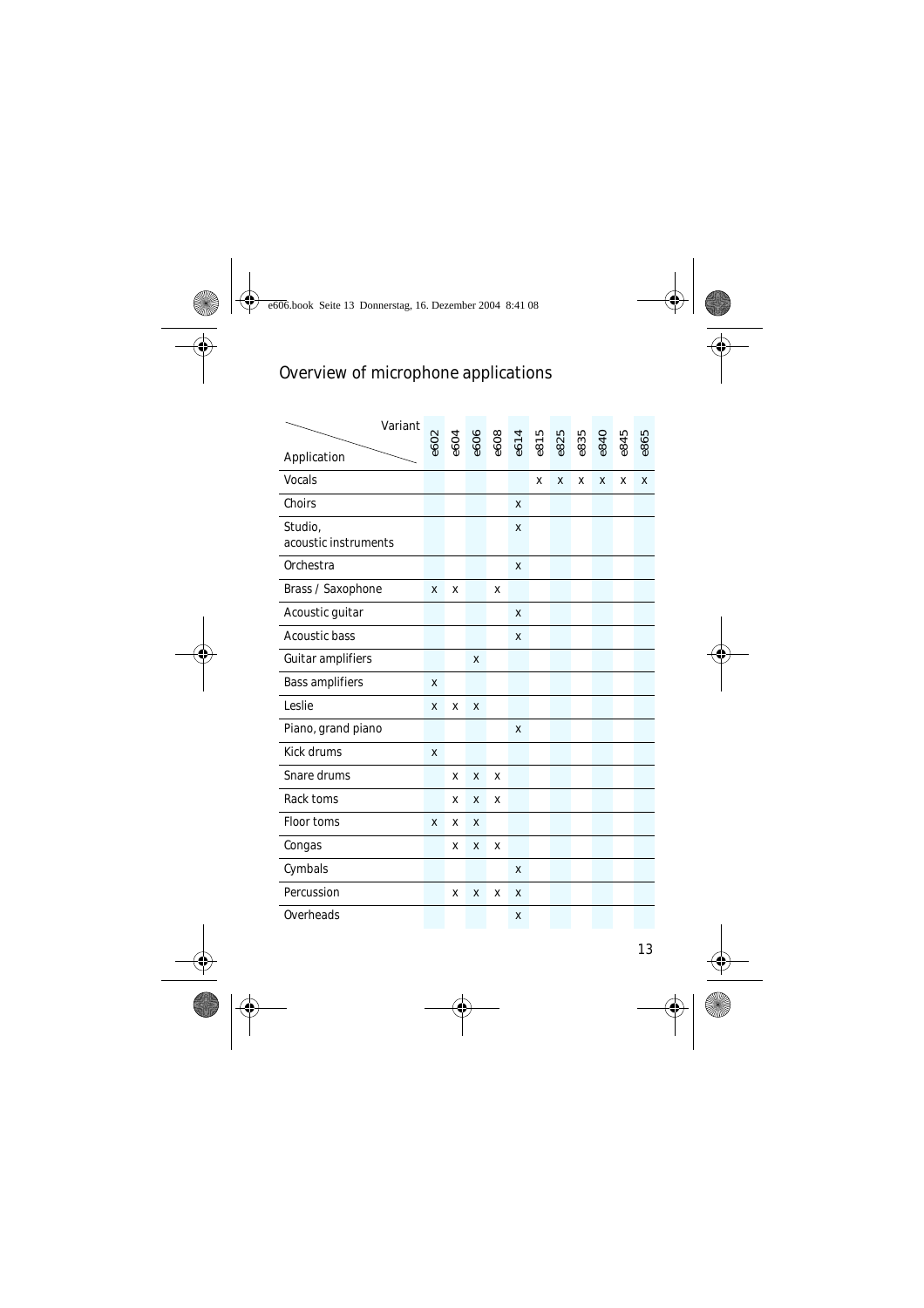# Overview of microphone applications

| Application \ Variant | e602 | e604 | e606 | e608 | e614 | e815 | e825 | e835 | e840 | e845 | e865 |
|---|---|---|---|---|---|---|---|---|---|---|---|
| Vocals | | | | | | x | x | x | x | x | x |
| Choirs | | | | | x | | | | | | |
| Studio, acoustic instruments | | | | | x | | | | | | |
| Orchestra | | | | | x | | | | | | |
| Brass / Saxophone | x | x | | x | | | | | | | |
| Acoustic guitar | | | | | x | | | | | | |
| Acoustic bass | | | | | x | | | | | | |
| Guitar amplifiers | | | x | | | | | | | | |
| Bass amplifiers | x | | | | | | | | | | |
| Leslie | x | x | x | | | | | | | | |
| Piano, grand piano | | | | | x | | | | | | |
| Kick drums | x | | | | | | | | | | |
| Snare drums | | x | x | x | | | | | | | |
| Rack toms | | x | x | x | | | | | | | |
| Floor toms | x | x | x | | | | | | | | |
| Congas | | x | x | x | | | | | | | |
| Cymbals | | | | | x | | | | | | |
| Percussion | | x | x | x | x | | | | | | |
| Overheads | | | | | x | | | | | | |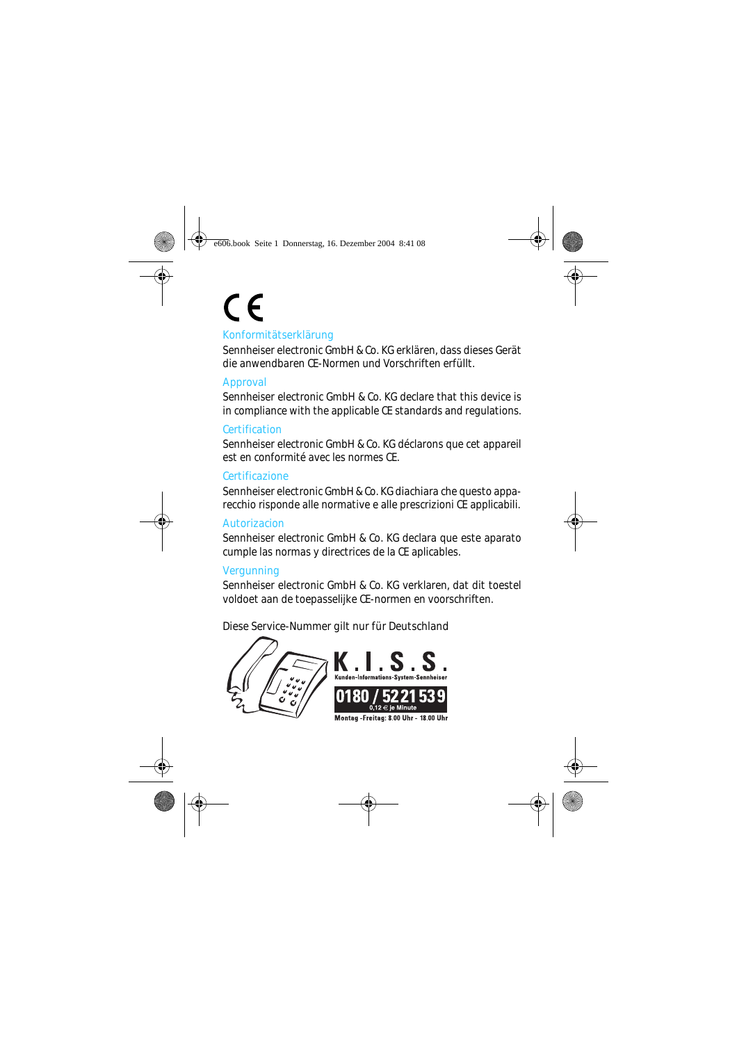CE

## Konformitätserklärung

Sennheiser electronic GmbH & Co. KG erklären, dass dieses Gerät die anwendbaren CE-Normen und Vorschriften erfüllt.

## Approval

Sennheiser electronic GmbH & Co. KG declare that this device is in compliance with the applicable CE standards and regulations.

## Certification

Sennheiser electronic GmbH & Co. KG déclarons que cet appareil est en conformité avec les normes CE.

## Certificazione

Sennheiser electronic GmbH & Co. KG diachiara che questo apparecchio risponde alle normative e alle prescrizioni CE applicabili.

## Autorizacion

Sennheiser electronic GmbH & Co. KG declara que este aparato cumple las normas y directrices de la CE aplicables.

## Vergunning

Sennheiser electronic GmbH & Co. KG verklaren, dat dit toestel voldoet aan de toepasselijke CE-normen en voorschriften.

Diese Service-Nummer gilt nur für Deutschland

**K.I.S.S.**
Kunden-Informations-System-Sennheiser

**0180 / 5221539**
0,12 € je Minute

Montag -Freitag: 8.00 Uhr - 18.00 Uhr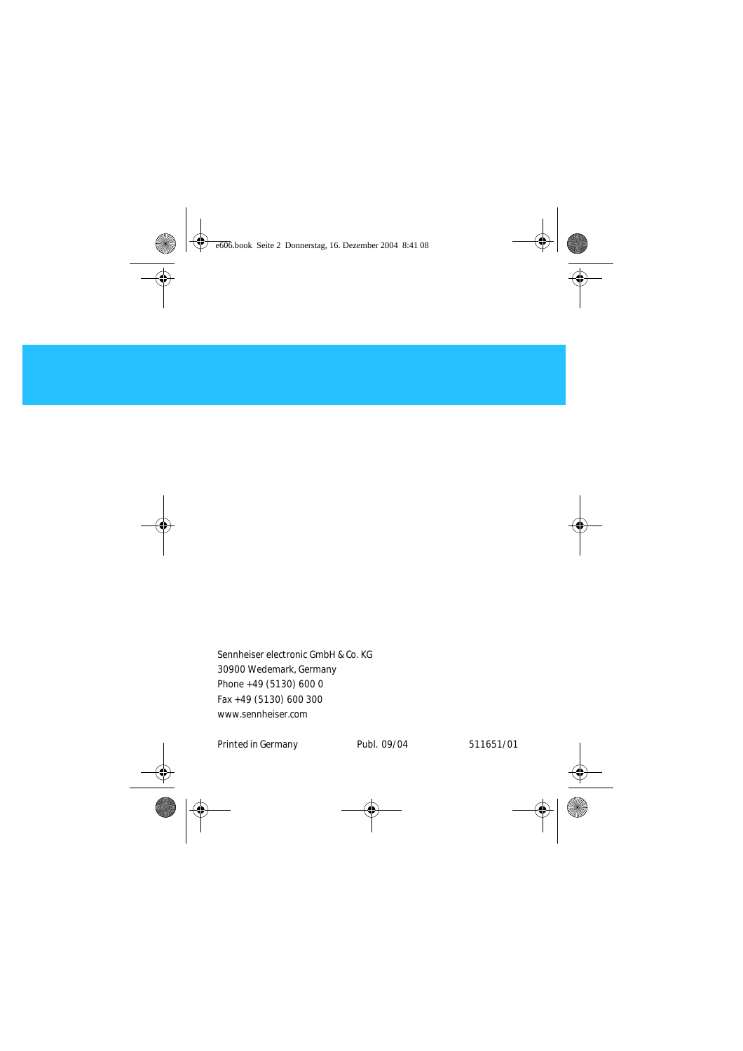Sennheiser electronic GmbH & Co. KG
30900 Wedemark, Germany
Phone +49 (5130) 600 0
Fax +49 (5130) 600 300
www.sennheiser.com

Printed in Germany Publ. 09/04 511651/01